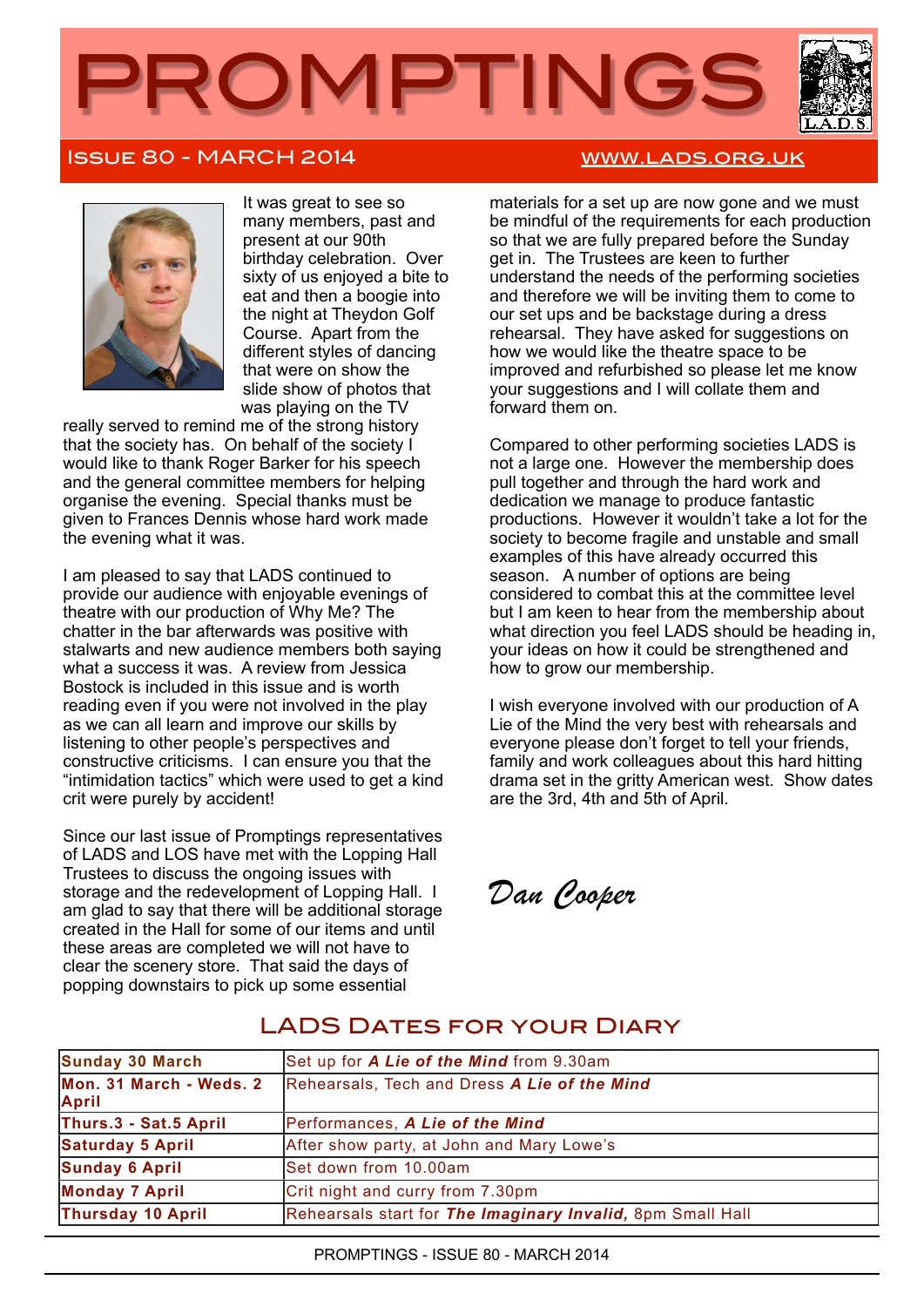# PROMPTINGS

## Issue 80 - March 2014

www.lads.org.uk

It was great to see so many members, past and present at our 90th birthday celebration. Over sixty of us enjoyed a bite to eat and then a boogie into the night at Theydon Golf Course. Apart from the different styles of dancing that were on show the slide show of photos that was playing on the TV really served to remind me of the strong history that the society has. On behalf of the society I would like to thank Roger Barker for his speech and the general committee members for helping organise the evening. Special thanks must be given to Frances Dennis whose hard work made the evening what it was.

I am pleased to say that LADS continued to provide our audience with enjoyable evenings of theatre with our production of Why Me? The chatter in the bar afterwards was positive with stalwarts and new audience members both saying what a success it was. A review from Jessica Bostock is included in this issue and is worth reading even if you were not involved in the play as we can all learn and improve our skills by listening to other people's perspectives and constructive criticisms. I can ensure you that the "intimidation tactics" which were used to get a kind crit were purely by accident!

Since our last issue of Promptings representatives of LADS and LOS have met with the Lopping Hall Trustees to discuss the ongoing issues with storage and the redevelopment of Lopping Hall. I am glad to say that there will be additional storage created in the Hall for some of our items and until these areas are completed we will not have to clear the scenery store. That said the days of popping downstairs to pick up some essential materials for a set up are now gone and we must be mindful of the requirements for each production so that we are fully prepared before the Sunday get in. The Trustees are keen to further understand the needs of the performing societies and therefore we will be inviting them to come to our set ups and be backstage during a dress rehearsal. They have asked for suggestions on how we would like the theatre space to be improved and refurbished so please let me know your suggestions and I will collate them and forward them on.

Compared to other performing societies LADS is not a large one. However the membership does pull together and through the hard work and dedication we manage to produce fantastic productions. However it wouldn't take a lot for the society to become fragile and unstable and small examples of this have already occurred this season. A number of options are being considered to combat this at the committee level but I am keen to hear from the membership about what direction you feel LADS should be heading in, your ideas on how it could be strengthened and how to grow our membership.

I wish everyone involved with our production of A Lie of the Mind the very best with rehearsals and everyone please don't forget to tell your friends, family and work colleagues about this hard hitting drama set in the gritty American west. Show dates are the 3rd, 4th and 5th of April.

*Dan Cooper*

## LADS Dates for your Diary

| | |
|---|---|
| **Sunday 30 March** | Set up for ***A Lie of the Mind*** from 9.30am |
| **Mon. 31 March - Weds. 2 April** | Rehearsals, Tech and Dress ***A Lie of the Mind*** |
| **Thurs.3 - Sat.5 April** | Performances, ***A Lie of the Mind*** |
| **Saturday 5 April** | After show party, at John and Mary Lowe's |
| **Sunday 6 April** | Set down from 10.00am |
| **Monday 7 April** | Crit night and curry from 7.30pm |
| **Thursday 10 April** | Rehearsals start for ***The Imaginary Invalid,*** 8pm Small Hall |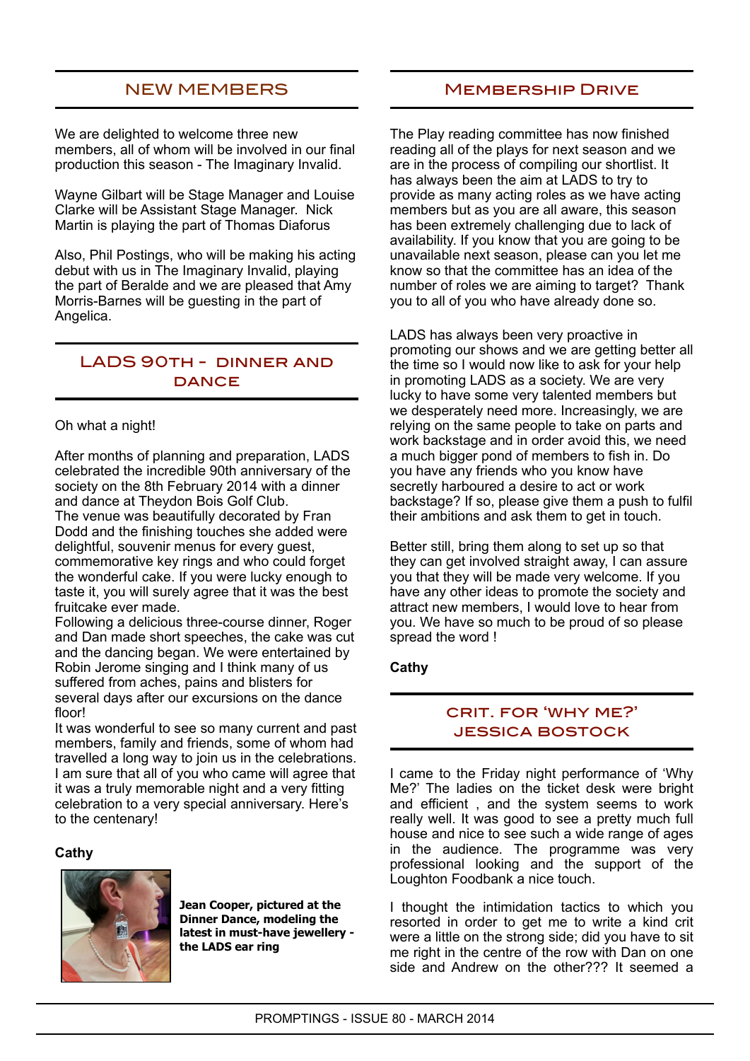## NEW MEMBERS

We are delighted to welcome three new members, all of whom will be involved in our final production this season - The Imaginary Invalid.

Wayne Gilbart will be Stage Manager and Louise Clarke will be Assistant Stage Manager. Nick Martin is playing the part of Thomas Diaforus

Also, Phil Postings, who will be making his acting debut with us in The Imaginary Invalid, playing the part of Beralde and we are pleased that Amy Morris-Barnes will be guesting in the part of Angelica.

## LADS 90TH - DINNER AND DANCE

Oh what a night!

After months of planning and preparation, LADS celebrated the incredible 90th anniversary of the society on the 8th February 2014 with a dinner and dance at Theydon Bois Golf Club.
The venue was beautifully decorated by Fran Dodd and the finishing touches she added were delightful, souvenir menus for every guest, commemorative key rings and who could forget the wonderful cake. If you were lucky enough to taste it, you will surely agree that it was the best fruitcake ever made.
Following a delicious three-course dinner, Roger and Dan made short speeches, the cake was cut and the dancing began. We were entertained by Robin Jerome singing and I think many of us suffered from aches, pains and blisters for several days after our excursions on the dance floor!
It was wonderful to see so many current and past members, family and friends, some of whom had travelled a long way to join us in the celebrations. I am sure that all of you who came will agree that it was a truly memorable night and a very fitting celebration to a very special anniversary. Here's to the centenary!

**Cathy**

**Jean Cooper, pictured at the Dinner Dance, modeling the latest in must-have jewellery - the LADS ear ring**

## MEMBERSHIP DRIVE

The Play reading committee has now finished reading all of the plays for next season and we are in the process of compiling our shortlist. It has always been the aim at LADS to try to provide as many acting roles as we have acting members but as you are all aware, this season has been extremely challenging due to lack of availability. If you know that you are going to be unavailable next season, please can you let me know so that the committee has an idea of the number of roles we are aiming to target? Thank you to all of you who have already done so.

LADS has always been very proactive in promoting our shows and we are getting better all the time so I would now like to ask for your help in promoting LADS as a society. We are very lucky to have some very talented members but we desperately need more. Increasingly, we are relying on the same people to take on parts and work backstage and in order avoid this, we need a much bigger pond of members to fish in. Do you have any friends who you know have secretly harboured a desire to act or work backstage? If so, please give them a push to fulfil their ambitions and ask them to get in touch.

Better still, bring them along to set up so that they can get involved straight away, I can assure you that they will be made very welcome. If you have any other ideas to promote the society and attract new members, I would love to hear from you. We have so much to be proud of so please spread the word !

**Cathy**

## CRIT. FOR 'WHY ME?' JESSICA BOSTOCK

I came to the Friday night performance of 'Why Me?' The ladies on the ticket desk were bright and efficient , and the system seems to work really well. It was good to see a pretty much full house and nice to see such a wide range of ages in the audience. The programme was very professional looking and the support of the Loughton Foodbank a nice touch.

I thought the intimidation tactics to which you resorted in order to get me to write a kind crit were a little on the strong side; did you have to sit me right in the centre of the row with Dan on one side and Andrew on the other??? It seemed a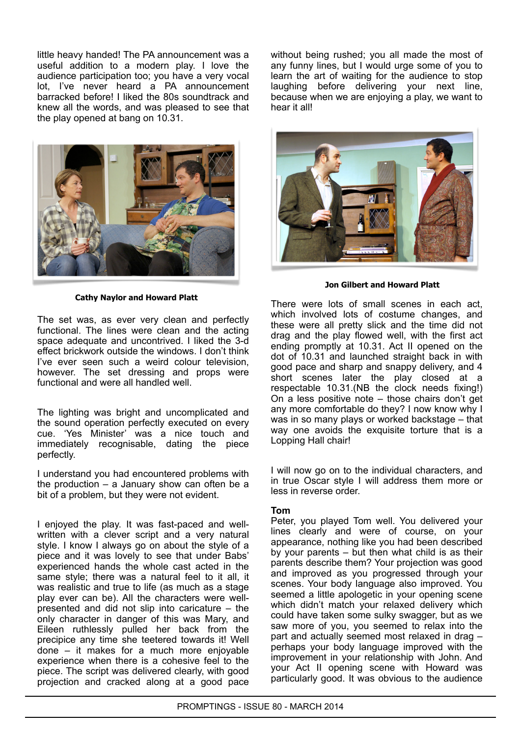little heavy handed! The PA announcement was a useful addition to a modern play. I love the audience participation too; you have a very vocal lot, I've never heard a PA announcement barracked before! I liked the 80s soundtrack and knew all the words, and was pleased to see that the play opened at bang on 10.31.

**Cathy Naylor and Howard Platt**

The set was, as ever very clean and perfectly functional. The lines were clean and the acting space adequate and uncontrived. I liked the 3-d effect brickwork outside the windows. I don't think I've ever seen such a weird colour television, however. The set dressing and props were functional and were all handled well.

The lighting was bright and uncomplicated and the sound operation perfectly executed on every cue. 'Yes Minister' was a nice touch and immediately recognisable, dating the piece perfectly.

I understand you had encountered problems with the production – a January show can often be a bit of a problem, but they were not evident.

I enjoyed the play. It was fast-paced and well-written with a clever script and a very natural style. I know I always go on about the style of a piece and it was lovely to see that under Babs' experienced hands the whole cast acted in the same style; there was a natural feel to it all, it was realistic and true to life (as much as a stage play ever can be). All the characters were well-presented and did not slip into caricature – the only character in danger of this was Mary, and Eileen ruthlessly pulled her back from the precipice any time she teetered towards it! Well done – it makes for a much more enjoyable experience when there is a cohesive feel to the piece. The script was delivered clearly, with good projection and cracked along at a good pace without being rushed; you all made the most of any funny lines, but I would urge some of you to learn the art of waiting for the audience to stop laughing before delivering your next line, because when we are enjoying a play, we want to hear it all!

**Jon Gilbert and Howard Platt**

There were lots of small scenes in each act, which involved lots of costume changes, and these were all pretty slick and the time did not drag and the play flowed well, with the first act ending promptly at 10.31. Act II opened on the dot of 10.31 and launched straight back in with good pace and sharp and snappy delivery, and 4 short scenes later the play closed at a respectable 10.31.(NB the clock needs fixing!) On a less positive note – those chairs don't get any more comfortable do they? I now know why I was in so many plays or worked backstage – that way one avoids the exquisite torture that is a Lopping Hall chair!

I will now go on to the individual characters, and in true Oscar style I will address them more or less in reverse order.

**Tom**

Peter, you played Tom well. You delivered your lines clearly and were of course, on your appearance, nothing like you had been described by your parents – but then what child is as their parents describe them? Your projection was good and improved as you progressed through your scenes. Your body language also improved. You seemed a little apologetic in your opening scene which didn't match your relaxed delivery which could have taken some sulky swagger, but as we saw more of you, you seemed to relax into the part and actually seemed most relaxed in drag – perhaps your body language improved with the improvement in your relationship with John. And your Act II opening scene with Howard was particularly good. It was obvious to the audience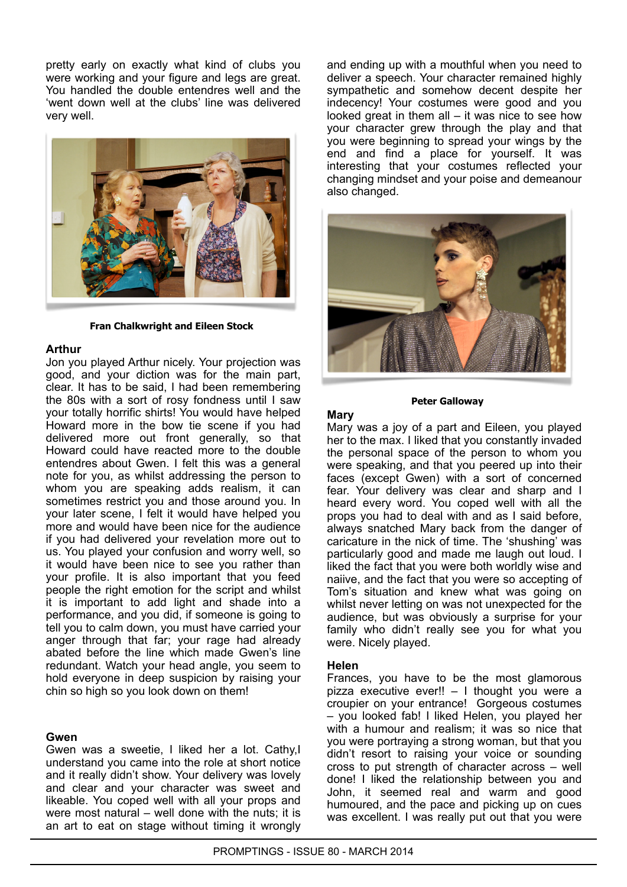pretty early on exactly what kind of clubs you were working and your figure and legs are great. You handled the double entendres well and the 'went down well at the clubs' line was delivered very well.

**Fran Chalkwright and Eileen Stock**

### Arthur

Jon you played Arthur nicely. Your projection was good, and your diction was for the main part, clear. It has to be said, I had been remembering the 80s with a sort of rosy fondness until I saw your totally horrific shirts! You would have helped Howard more in the bow tie scene if you had delivered more out front generally, so that Howard could have reacted more to the double entendres about Gwen. I felt this was a general note for you, as whilst addressing the person to whom you are speaking adds realism, it can sometimes restrict you and those around you. In your later scene, I felt it would have helped you more and would have been nice for the audience if you had delivered your revelation more out to us. You played your confusion and worry well, so it would have been nice to see you rather than your profile. It is also important that you feed people the right emotion for the script and whilst it is important to add light and shade into a performance, and you did, if someone is going to tell you to calm down, you must have carried your anger through that far; your rage had already abated before the line which made Gwen's line redundant. Watch your head angle, you seem to hold everyone in deep suspicion by raising your chin so high so you look down on them!

### Gwen

Gwen was a sweetie, I liked her a lot. Cathy,I understand you came into the role at short notice and it really didn't show. Your delivery was lovely and clear and your character was sweet and likeable. You coped well with all your props and were most natural – well done with the nuts; it is an art to eat on stage without timing it wrongly and ending up with a mouthful when you need to deliver a speech. Your character remained highly sympathetic and somehow decent despite her indecency! Your costumes were good and you looked great in them all – it was nice to see how your character grew through the play and that you were beginning to spread your wings by the end and find a place for yourself. It was interesting that your costumes reflected your changing mindset and your poise and demeanour also changed.

**Peter Galloway**

### Mary

Mary was a joy of a part and Eileen, you played her to the max. I liked that you constantly invaded the personal space of the person to whom you were speaking, and that you peered up into their faces (except Gwen) with a sort of concerned fear. Your delivery was clear and sharp and I heard every word. You coped well with all the props you had to deal with and as I said before, always snatched Mary back from the danger of caricature in the nick of time. The 'shushing' was particularly good and made me laugh out loud. I liked the fact that you were both worldly wise and naiive, and the fact that you were so accepting of Tom's situation and knew what was going on whilst never letting on was not unexpected for the audience, but was obviously a surprise for your family who didn't really see you for what you were. Nicely played.

### Helen

Frances, you have to be the most glamorous pizza executive ever!! – I thought you were a croupier on your entrance! Gorgeous costumes – you looked fab! I liked Helen, you played her with a humour and realism; it was so nice that you were portraying a strong woman, but that you didn't resort to raising your voice or sounding cross to put strength of character across – well done! I liked the relationship between you and John, it seemed real and warm and good humoured, and the pace and picking up on cues was excellent. I was really put out that you were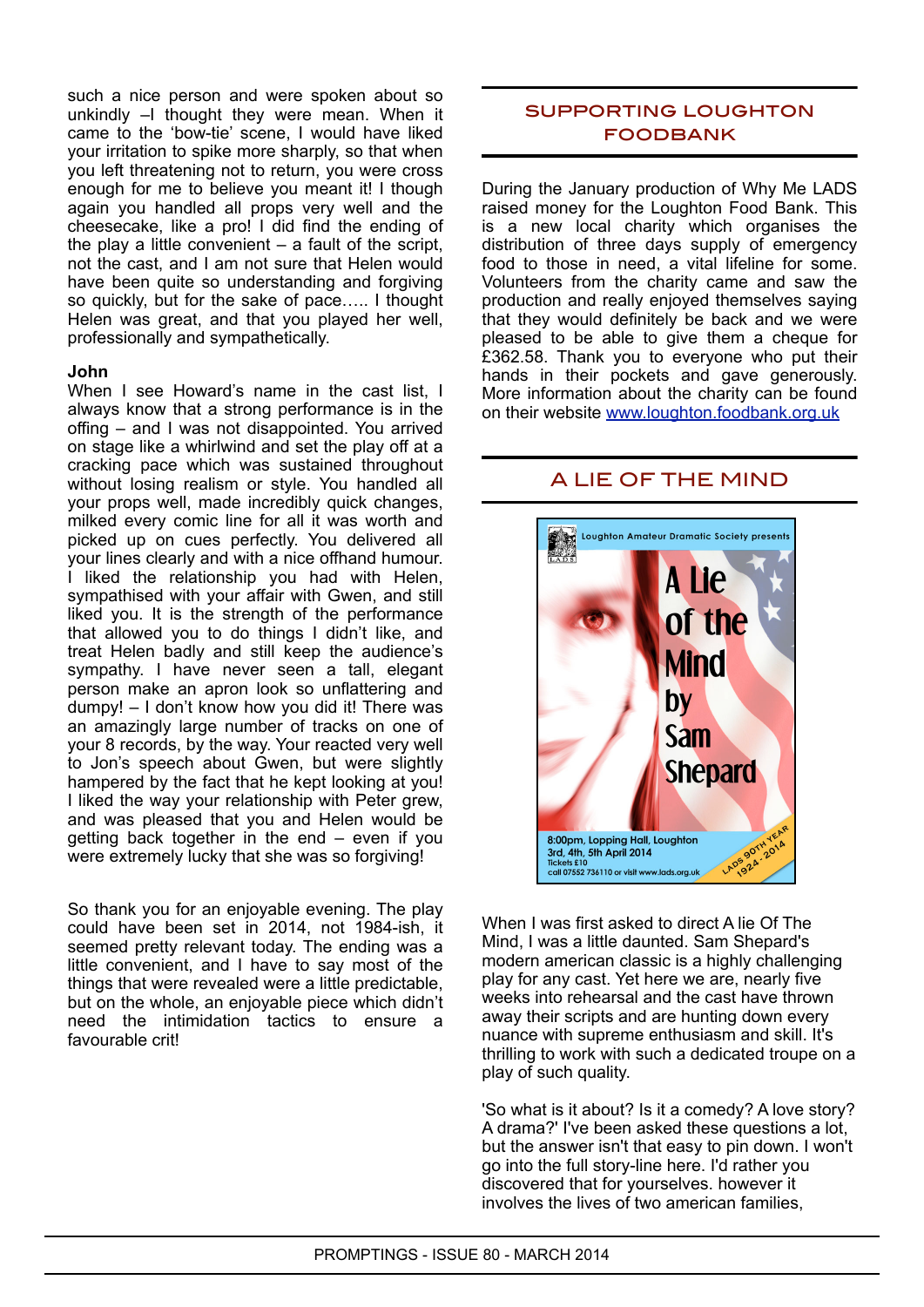such a nice person and were spoken about so unkindly –I thought they were mean. When it came to the 'bow-tie' scene, I would have liked your irritation to spike more sharply, so that when you left threatening not to return, you were cross enough for me to believe you meant it! I though again you handled all props very well and the cheesecake, like a pro! I did find the ending of the play a little convenient – a fault of the script, not the cast, and I am not sure that Helen would have been quite so understanding and forgiving so quickly, but for the sake of pace….. I thought Helen was great, and that you played her well, professionally and sympathetically.

**John**

When I see Howard's name in the cast list, I always know that a strong performance is in the offing – and I was not disappointed. You arrived on stage like a whirlwind and set the play off at a cracking pace which was sustained throughout without losing realism or style. You handled all your props well, made incredibly quick changes, milked every comic line for all it was worth and picked up on cues perfectly. You delivered all your lines clearly and with a nice offhand humour. I liked the relationship you had with Helen, sympathised with your affair with Gwen, and still liked you. It is the strength of the performance that allowed you to do things I didn't like, and treat Helen badly and still keep the audience's sympathy. I have never seen a tall, elegant person make an apron look so unflattering and dumpy! – I don't know how you did it! There was an amazingly large number of tracks on one of your 8 records, by the way. Your reacted very well to Jon's speech about Gwen, but were slightly hampered by the fact that he kept looking at you! I liked the way your relationship with Peter grew, and was pleased that you and Helen would be getting back together in the end – even if you were extremely lucky that she was so forgiving!

So thank you for an enjoyable evening. The play could have been set in 2014, not 1984-ish, it seemed pretty relevant today. The ending was a little convenient, and I have to say most of the things that were revealed were a little predictable, but on the whole, an enjoyable piece which didn't need the intimidation tactics to ensure a favourable crit!

## SUPPORTING LOUGHTON FOODBANK

During the January production of Why Me LADS raised money for the Loughton Food Bank. This is a new local charity which organises the distribution of three days supply of emergency food to those in need, a vital lifeline for some. Volunteers from the charity came and saw the production and really enjoyed themselves saying that they would definitely be back and we were pleased to be able to give them a cheque for £362.58. Thank you to everyone who put their hands in their pockets and gave generously. More information about the charity can be found on their website www.loughton.foodbank.org.uk

## A LIE OF THE MIND

Loughton Amateur Dramatic Society presents

A Lie of the Mind by Sam Shepard

8:00pm, Lopping Hall, Loughton
3rd, 4th, 5th April 2014
Tickets £10
call 07552 736110 or visit www.lads.org.uk

LADS 90TH YEAR 1924 - 2014

When I was first asked to direct A lie Of The Mind, I was a little daunted. Sam Shepard's modern american classic is a highly challenging play for any cast. Yet here we are, nearly five weeks into rehearsal and the cast have thrown away their scripts and are hunting down every nuance with supreme enthusiasm and skill. It's thrilling to work with such a dedicated troupe on a play of such quality.

'So what is it about? Is it a comedy? A love story? A drama?' I've been asked these questions a lot, but the answer isn't that easy to pin down. I won't go into the full story-line here. I'd rather you discovered that for yourselves. however it involves the lives of two american families,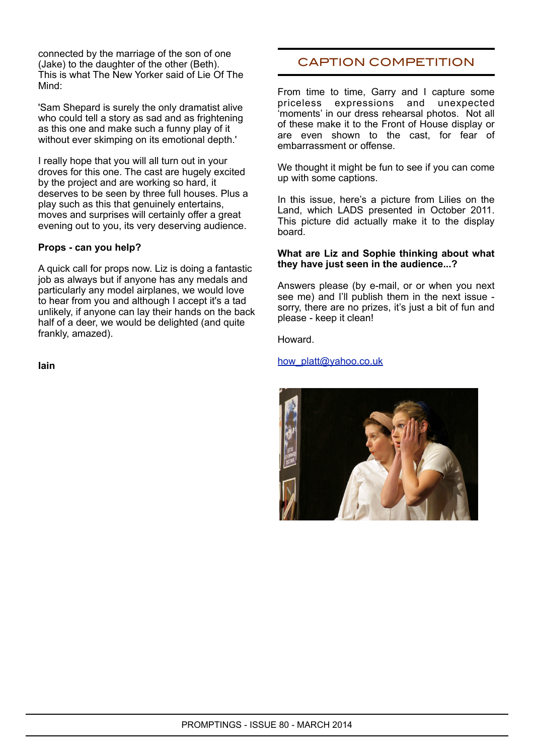connected by the marriage of the son of one (Jake) to the daughter of the other (Beth).
This is what The New Yorker said of Lie Of The Mind:

'Sam Shepard is surely the only dramatist alive who could tell a story as sad and as frightening as this one and make such a funny play of it without ever skimping on its emotional depth.'

I really hope that you will all turn out in your droves for this one. The cast are hugely excited by the project and are working so hard, it deserves to be seen by three full houses. Plus a play such as this that genuinely entertains, moves and surprises will certainly offer a great evening out to you, its very deserving audience.

**Props - can you help?**

A quick call for props now. Liz is doing a fantastic job as always but if anyone has any medals and particularly any model airplanes, we would love to hear from you and although I accept it's a tad unlikely, if anyone can lay their hands on the back half of a deer, we would be delighted (and quite frankly, amazed).

**Iain**

## CAPTION COMPETITION

From time to time, Garry and I capture some priceless expressions and unexpected 'moments' in our dress rehearsal photos. Not all of these make it to the Front of House display or are even shown to the cast, for fear of embarrassment or offense.

We thought it might be fun to see if you can come up with some captions.

In this issue, here's a picture from Lilies on the Land, which LADS presented in October 2011. This picture did actually make it to the display board.

**What are Liz and Sophie thinking about what they have just seen in the audience...?**

Answers please (by e-mail, or or when you next see me) and I'll publish them in the next issue - sorry, there are no prizes, it's just a bit of fun and please - keep it clean!

Howard.

how_platt@yahoo.co.uk